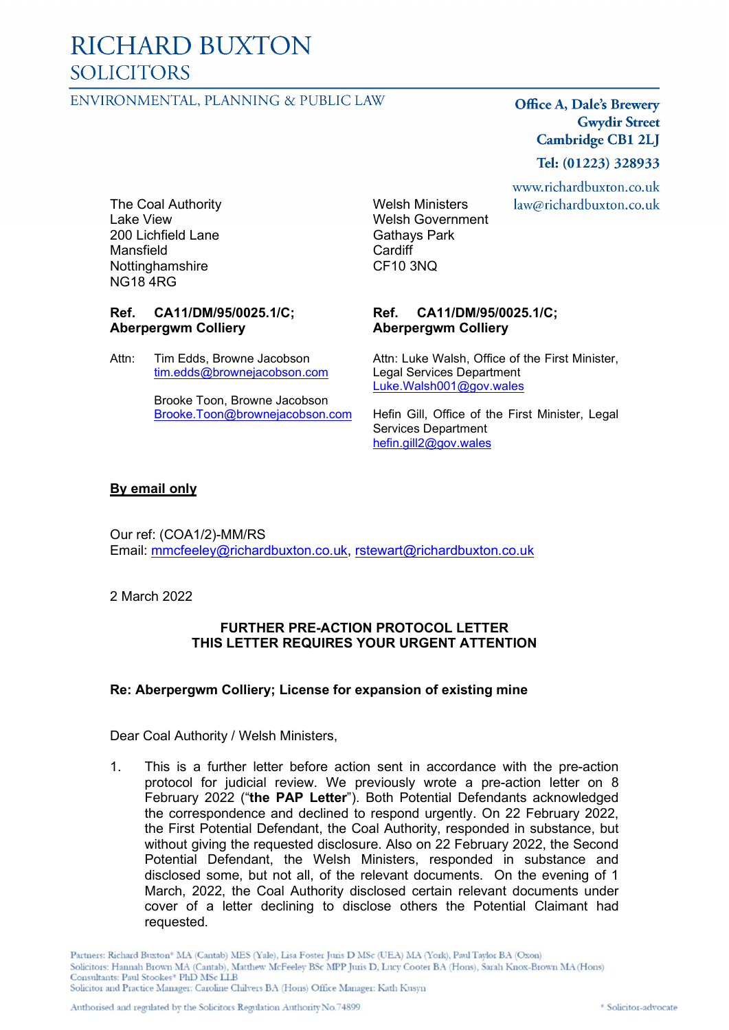# RICHARD BUXTON
## SOLICITORS

ENVIRONMENTAL, PLANNING & PUBLIC LAW

**Office A, Dale's Brewery**
**Gwydir Street**
**Cambridge CB1 2LJ**
**Tel: (01223) 328933**
www.richardbuxton.co.uk
law@richardbuxton.co.uk

The Coal Authority
Lake View
200 Lichfield Lane
Mansfield
Nottinghamshire
NG18 4RG

**Ref. CA11/DM/95/0025.1/C; Aberpergwm Colliery**

Attn: Tim Edds, Browne Jacobson
tim.edds@brownejacobson.com

Brooke Toon, Browne Jacobson
Brooke.Toon@brownejacobson.com

Welsh Ministers
Welsh Government
Gathays Park
Cardiff
CF10 3NQ

**Ref. CA11/DM/95/0025.1/C; Aberpergwm Colliery**

Attn: Luke Walsh, Office of the First Minister, Legal Services Department
Luke.Walsh001@gov.wales

Hefin Gill, Office of the First Minister, Legal Services Department
hefin.gill2@gov.wales

**<u>By email only</u>**

Our ref: (COA1/2)-MM/RS
Email: mmcfeeley@richardbuxton.co.uk, rstewart@richardbuxton.co.uk

2 March 2022

**FURTHER PRE-ACTION PROTOCOL LETTER**
**THIS LETTER REQUIRES YOUR URGENT ATTENTION**

**Re: Aberpergwm Colliery; License for expansion of existing mine**

Dear Coal Authority / Welsh Ministers,

1. This is a further letter before action sent in accordance with the pre-action protocol for judicial review. We previously wrote a pre-action letter on 8 February 2022 ("**the PAP Letter**"). Both Potential Defendants acknowledged the correspondence and declined to respond urgently. On 22 February 2022, the First Potential Defendant, the Coal Authority, responded in substance, but without giving the requested disclosure. Also on 22 February 2022, the Second Potential Defendant, the Welsh Ministers, responded in substance and disclosed some, but not all, of the relevant documents. On the evening of 1 March, 2022, the Coal Authority disclosed certain relevant documents under cover of a letter declining to disclose others the Potential Claimant had requested.

Partners: Richard Buxton* MA (Cantab) MES (Yale), Lisa Foster Juris D MSc (UEA) MA (York), Paul Taylor BA (Oxon)
Solicitors: Hannah Brown MA (Cantab), Matthew McFeeley BSc MPP Juris D, Lucy Cooter BA (Hons), Sarah Knox-Brown MA (Hons)
Consultants: Paul Stookes* PhD MSc LLB
Solicitor and Practice Manager: Caroline Chilvers BA (Hons) Office Manager: Kath Kusyn

Authorised and regulated by the Solicitors Regulation Authority No. 74899

\* Solicitor-advocate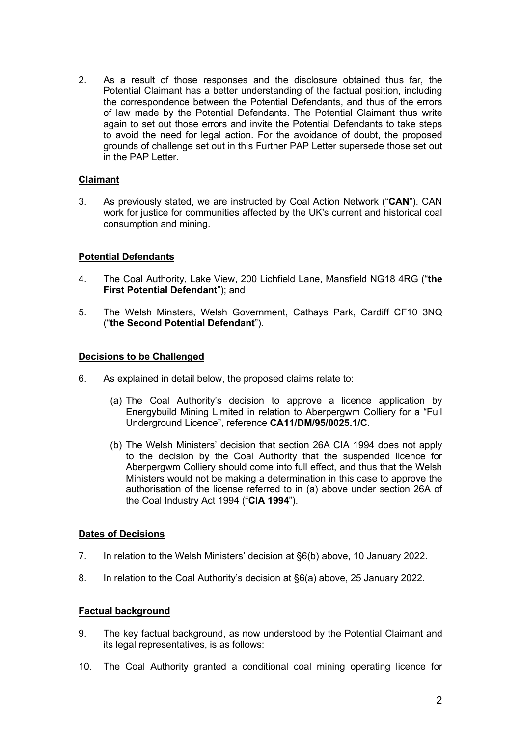2. As a result of those responses and the disclosure obtained thus far, the Potential Claimant has a better understanding of the factual position, including the correspondence between the Potential Defendants, and thus of the errors of law made by the Potential Defendants. The Potential Claimant thus write again to set out those errors and invite the Potential Defendants to take steps to avoid the need for legal action. For the avoidance of doubt, the proposed grounds of challenge set out in this Further PAP Letter supersede those set out in the PAP Letter.

**Claimant**

3. As previously stated, we are instructed by Coal Action Network ("**CAN**"). CAN work for justice for communities affected by the UK's current and historical coal consumption and mining.

**Potential Defendants**

4. The Coal Authority, Lake View, 200 Lichfield Lane, Mansfield NG18 4RG ("**the First Potential Defendant**"); and

5. The Welsh Minsters, Welsh Government, Cathays Park, Cardiff CF10 3NQ ("**the Second Potential Defendant**").

**Decisions to be Challenged**

6. As explained in detail below, the proposed claims relate to:

   (a) The Coal Authority's decision to approve a licence application by Energybuild Mining Limited in relation to Aberpergwm Colliery for a "Full Underground Licence", reference **CA11/DM/95/0025.1/C**.

   (b) The Welsh Ministers' decision that section 26A CIA 1994 does not apply to the decision by the Coal Authority that the suspended licence for Aberpergwm Colliery should come into full effect, and thus that the Welsh Ministers would not be making a determination in this case to approve the authorisation of the license referred to in (a) above under section 26A of the Coal Industry Act 1994 ("**CIA 1994**").

**Dates of Decisions**

7. In relation to the Welsh Ministers' decision at §6(b) above, 10 January 2022.

8. In relation to the Coal Authority's decision at §6(a) above, 25 January 2022.

**Factual background**

9. The key factual background, as now understood by the Potential Claimant and its legal representatives, is as follows:

10. The Coal Authority granted a conditional coal mining operating licence for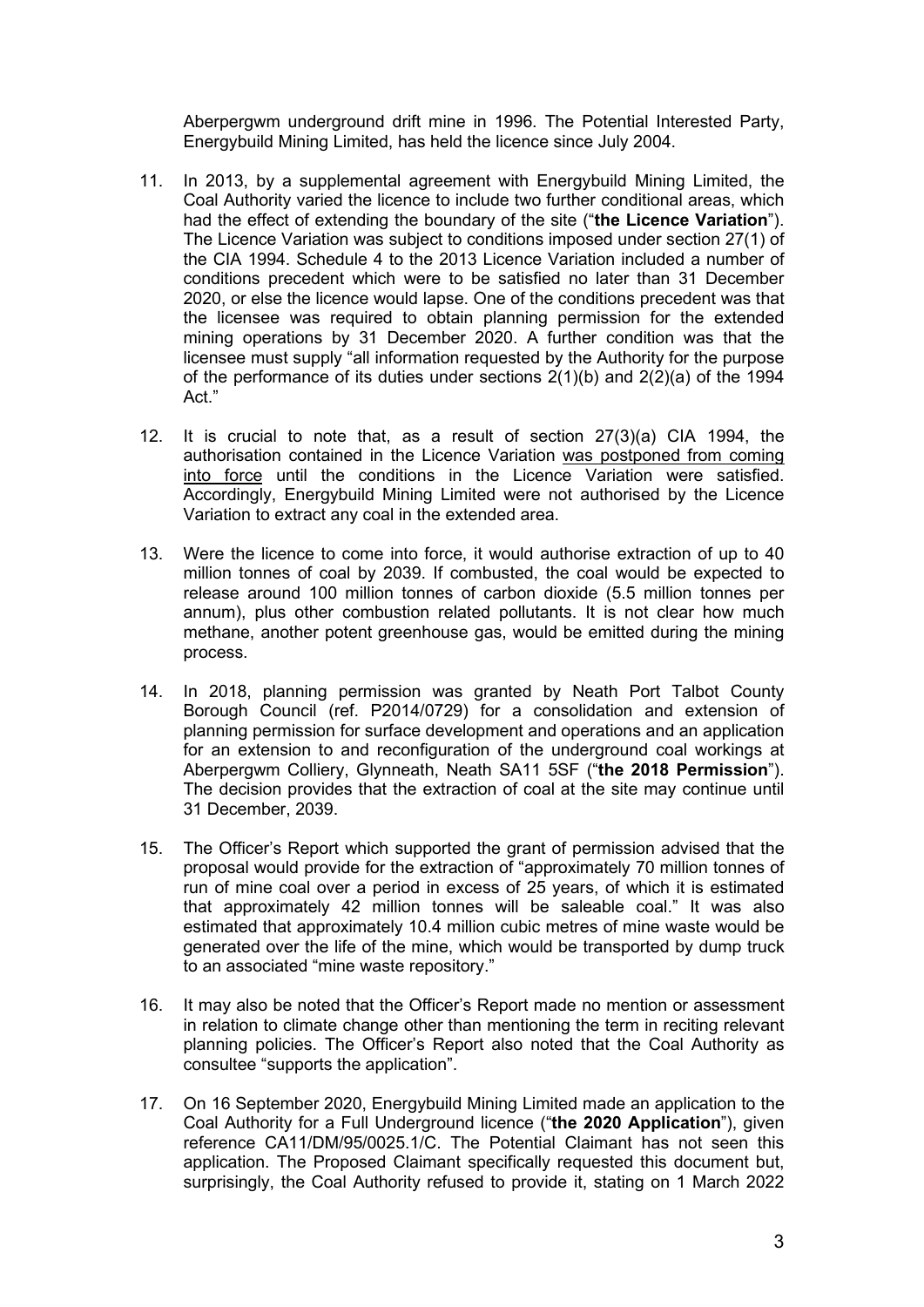Aberpergwm underground drift mine in 1996. The Potential Interested Party, Energybuild Mining Limited, has held the licence since July 2004.

11. In 2013, by a supplemental agreement with Energybuild Mining Limited, the Coal Authority varied the licence to include two further conditional areas, which had the effect of extending the boundary of the site ("**the Licence Variation**"). The Licence Variation was subject to conditions imposed under section 27(1) of the CIA 1994. Schedule 4 to the 2013 Licence Variation included a number of conditions precedent which were to be satisfied no later than 31 December 2020, or else the licence would lapse. One of the conditions precedent was that the licensee was required to obtain planning permission for the extended mining operations by 31 December 2020. A further condition was that the licensee must supply "all information requested by the Authority for the purpose of the performance of its duties under sections 2(1)(b) and 2(2)(a) of the 1994 Act."

12. It is crucial to note that, as a result of section 27(3)(a) CIA 1994, the authorisation contained in the Licence Variation was postponed from coming into force until the conditions in the Licence Variation were satisfied. Accordingly, Energybuild Mining Limited were not authorised by the Licence Variation to extract any coal in the extended area.

13. Were the licence to come into force, it would authorise extraction of up to 40 million tonnes of coal by 2039. If combusted, the coal would be expected to release around 100 million tonnes of carbon dioxide (5.5 million tonnes per annum), plus other combustion related pollutants. It is not clear how much methane, another potent greenhouse gas, would be emitted during the mining process.

14. In 2018, planning permission was granted by Neath Port Talbot County Borough Council (ref. P2014/0729) for a consolidation and extension of planning permission for surface development and operations and an application for an extension to and reconfiguration of the underground coal workings at Aberpergwm Colliery, Glynneath, Neath SA11 5SF ("**the 2018 Permission**"). The decision provides that the extraction of coal at the site may continue until 31 December, 2039.

15. The Officer's Report which supported the grant of permission advised that the proposal would provide for the extraction of "approximately 70 million tonnes of run of mine coal over a period in excess of 25 years, of which it is estimated that approximately 42 million tonnes will be saleable coal." It was also estimated that approximately 10.4 million cubic metres of mine waste would be generated over the life of the mine, which would be transported by dump truck to an associated "mine waste repository."

16. It may also be noted that the Officer's Report made no mention or assessment in relation to climate change other than mentioning the term in reciting relevant planning policies. The Officer's Report also noted that the Coal Authority as consultee "supports the application".

17. On 16 September 2020, Energybuild Mining Limited made an application to the Coal Authority for a Full Underground licence ("**the 2020 Application**"), given reference CA11/DM/95/0025.1/C. The Potential Claimant has not seen this application. The Proposed Claimant specifically requested this document but, surprisingly, the Coal Authority refused to provide it, stating on 1 March 2022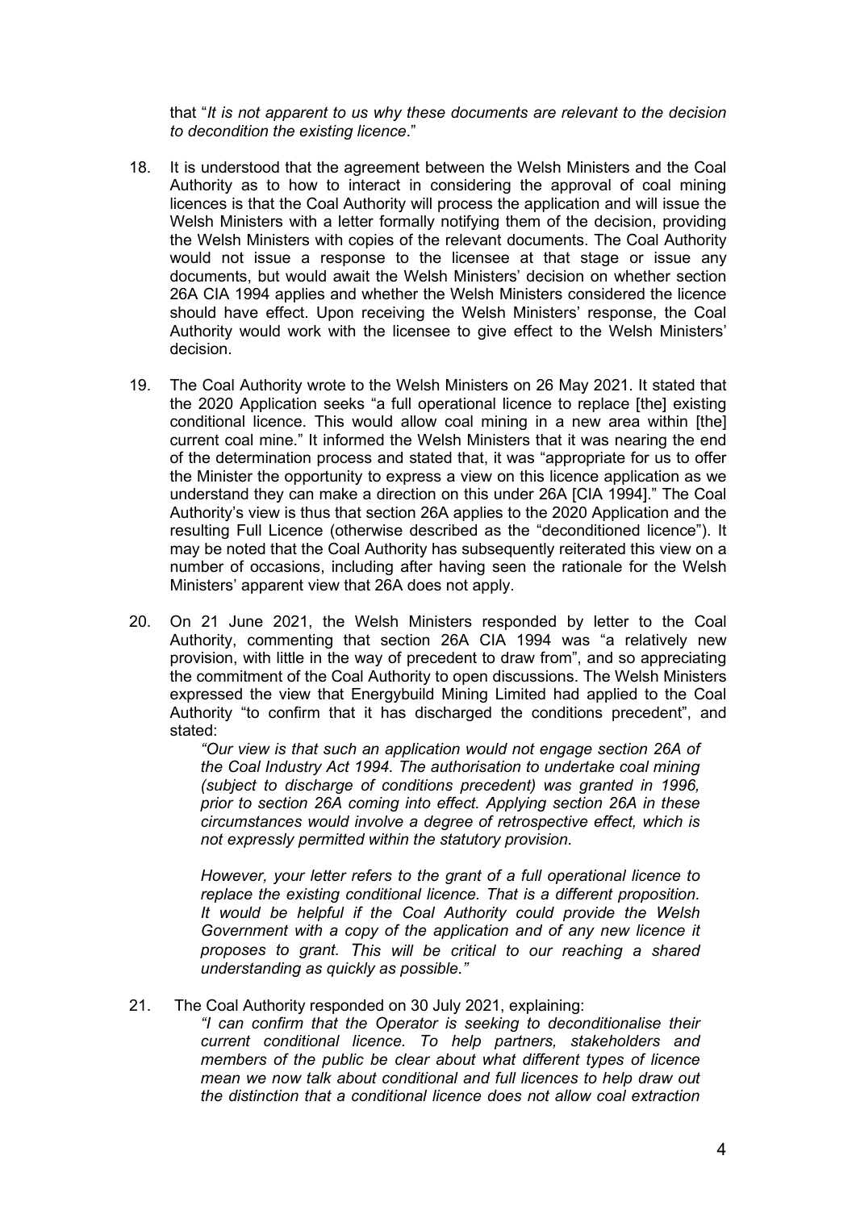that "*It is not apparent to us why these documents are relevant to the decision to decondition the existing licence.*"

18. It is understood that the agreement between the Welsh Ministers and the Coal Authority as to how to interact in considering the approval of coal mining licences is that the Coal Authority will process the application and will issue the Welsh Ministers with a letter formally notifying them of the decision, providing the Welsh Ministers with copies of the relevant documents. The Coal Authority would not issue a response to the licensee at that stage or issue any documents, but would await the Welsh Ministers' decision on whether section 26A CIA 1994 applies and whether the Welsh Ministers considered the licence should have effect. Upon receiving the Welsh Ministers' response, the Coal Authority would work with the licensee to give effect to the Welsh Ministers' decision.

19. The Coal Authority wrote to the Welsh Ministers on 26 May 2021. It stated that the 2020 Application seeks "a full operational licence to replace [the] existing conditional licence. This would allow coal mining in a new area within [the] current coal mine." It informed the Welsh Ministers that it was nearing the end of the determination process and stated that, it was "appropriate for us to offer the Minister the opportunity to express a view on this licence application as we understand they can make a direction on this under 26A [CIA 1994]." The Coal Authority's view is thus that section 26A applies to the 2020 Application and the resulting Full Licence (otherwise described as the "deconditioned licence"). It may be noted that the Coal Authority has subsequently reiterated this view on a number of occasions, including after having seen the rationale for the Welsh Ministers' apparent view that 26A does not apply.

20. On 21 June 2021, the Welsh Ministers responded by letter to the Coal Authority, commenting that section 26A CIA 1994 was "a relatively new provision, with little in the way of precedent to draw from", and so appreciating the commitment of the Coal Authority to open discussions. The Welsh Ministers expressed the view that Energybuild Mining Limited had applied to the Coal Authority "to confirm that it has discharged the conditions precedent", and stated:

    *"Our view is that such an application would not engage section 26A of the Coal Industry Act 1994. The authorisation to undertake coal mining (subject to discharge of conditions precedent) was granted in 1996, prior to section 26A coming into effect. Applying section 26A in these circumstances would involve a degree of retrospective effect, which is not expressly permitted within the statutory provision.*

    *However, your letter refers to the grant of a full operational licence to replace the existing conditional licence. That is a different proposition. It would be helpful if the Coal Authority could provide the Welsh Government with a copy of the application and of any new licence it proposes to grant. This will be critical to our reaching a shared understanding as quickly as possible."*

21. The Coal Authority responded on 30 July 2021, explaining:

    *"I can confirm that the Operator is seeking to deconditionalise their current conditional licence. To help partners, stakeholders and members of the public be clear about what different types of licence mean we now talk about conditional and full licences to help draw out the distinction that a conditional licence does not allow coal extraction*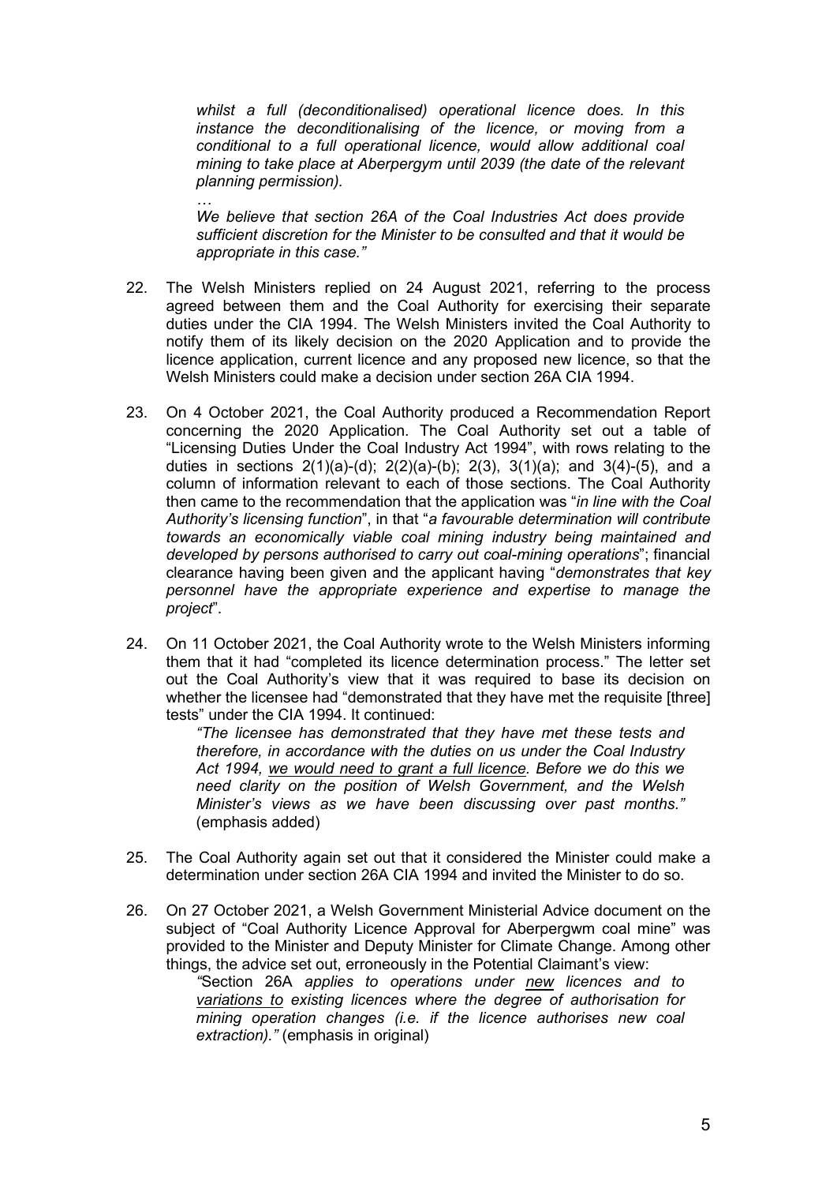> *whilst a full (deconditionalised) operational licence does. In this instance the deconditionalising of the licence, or moving from a conditional to a full operational licence, would allow additional coal mining to take place at Aberpergym until 2039 (the date of the relevant planning permission).*
>
> *…*
>
> *We believe that section 26A of the Coal Industries Act does provide sufficient discretion for the Minister to be consulted and that it would be appropriate in this case."*

22. The Welsh Ministers replied on 24 August 2021, referring to the process agreed between them and the Coal Authority for exercising their separate duties under the CIA 1994. The Welsh Ministers invited the Coal Authority to notify them of its likely decision on the 2020 Application and to provide the licence application, current licence and any proposed new licence, so that the Welsh Ministers could make a decision under section 26A CIA 1994.

23. On 4 October 2021, the Coal Authority produced a Recommendation Report concerning the 2020 Application. The Coal Authority set out a table of "Licensing Duties Under the Coal Industry Act 1994", with rows relating to the duties in sections 2(1)(a)-(d); 2(2)(a)-(b); 2(3), 3(1)(a); and 3(4)-(5), and a column of information relevant to each of those sections. The Coal Authority then came to the recommendation that the application was "*in line with the Coal Authority's licensing function*", in that "*a favourable determination will contribute towards an economically viable coal mining industry being maintained and developed by persons authorised to carry out coal-mining operations*"; financial clearance having been given and the applicant having "*demonstrates that key personnel have the appropriate experience and expertise to manage the project*".

24. On 11 October 2021, the Coal Authority wrote to the Welsh Ministers informing them that it had "completed its licence determination process." The letter set out the Coal Authority's view that it was required to base its decision on whether the licensee had "demonstrated that they have met the requisite [three] tests" under the CIA 1994. It continued:

    > *"The licensee has demonstrated that they have met these tests and therefore, in accordance with the duties on us under the Coal Industry Act 1994, <u>we would need to grant a full licence</u>. Before we do this we need clarity on the position of Welsh Government, and the Welsh Minister's views as we have been discussing over past months."* (emphasis added)

25. The Coal Authority again set out that it considered the Minister could make a determination under section 26A CIA 1994 and invited the Minister to do so.

26. On 27 October 2021, a Welsh Government Ministerial Advice document on the subject of "Coal Authority Licence Approval for Aberpergwm coal mine" was provided to the Minister and Deputy Minister for Climate Change. Among other things, the advice set out, erroneously in the Potential Claimant's view:

    > *"*Section 26A *applies to operations under <u>new</u> licences and to <u>variations to</u> existing licences where the degree of authorisation for mining operation changes (i.e. if the licence authorises new coal extraction)."* (emphasis in original)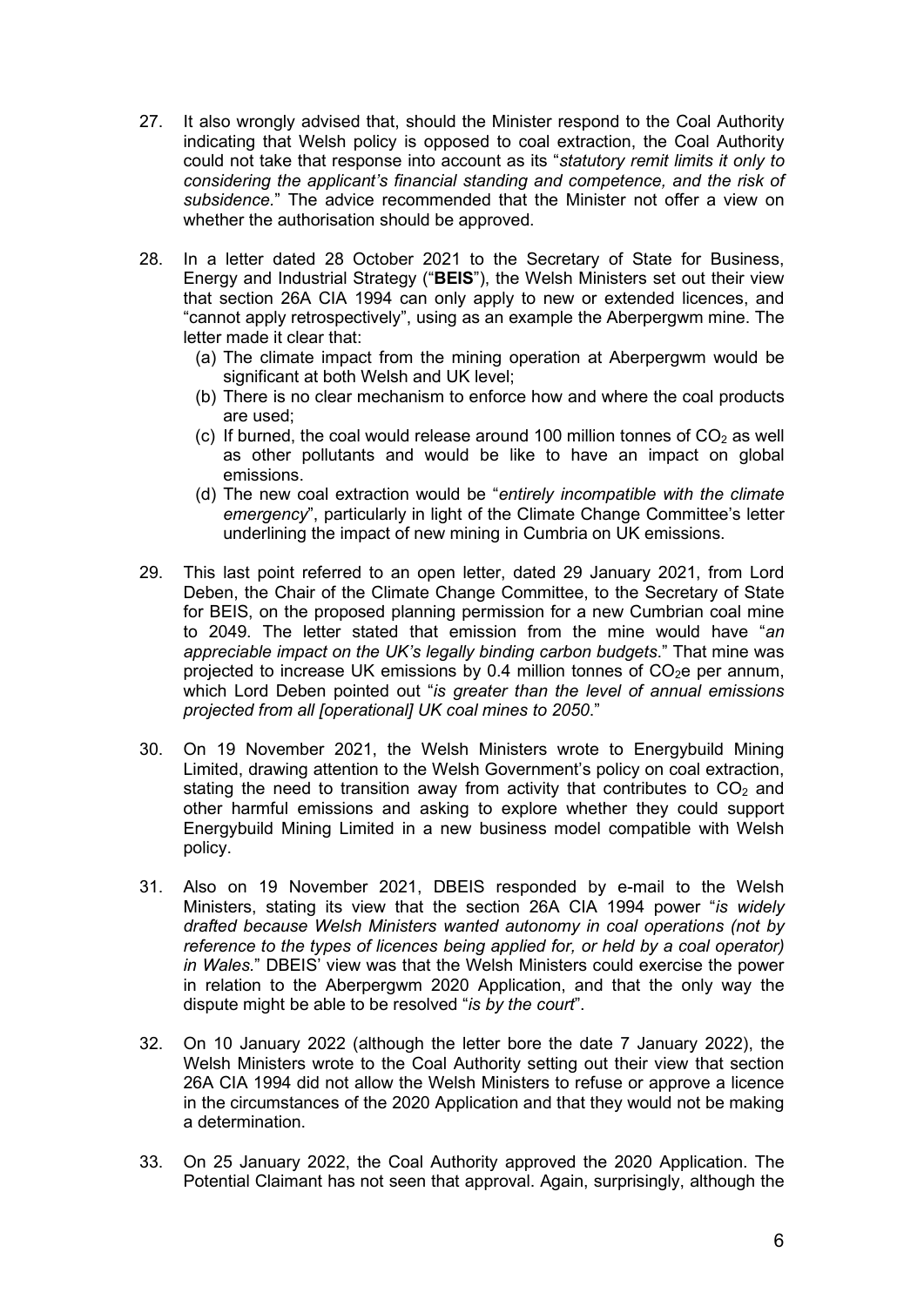27. It also wrongly advised that, should the Minister respond to the Coal Authority indicating that Welsh policy is opposed to coal extraction, the Coal Authority could not take that response into account as its "*statutory remit limits it only to considering the applicant's financial standing and competence, and the risk of subsidence.*" The advice recommended that the Minister not offer a view on whether the authorisation should be approved.

28. In a letter dated 28 October 2021 to the Secretary of State for Business, Energy and Industrial Strategy ("**BEIS**"), the Welsh Ministers set out their view that section 26A CIA 1994 can only apply to new or extended licences, and "cannot apply retrospectively", using as an example the Aberpergwm mine. The letter made it clear that:
    (a) The climate impact from the mining operation at Aberpergwm would be significant at both Welsh and UK level;
    (b) There is no clear mechanism to enforce how and where the coal products are used;
    (c) If burned, the coal would release around 100 million tonnes of $CO_2$ as well as other pollutants and would be like to have an impact on global emissions.
    (d) The new coal extraction would be "*entirely incompatible with the climate emergency*", particularly in light of the Climate Change Committee's letter underlining the impact of new mining in Cumbria on UK emissions.

29. This last point referred to an open letter, dated 29 January 2021, from Lord Deben, the Chair of the Climate Change Committee, to the Secretary of State for BEIS, on the proposed planning permission for a new Cumbrian coal mine to 2049. The letter stated that emission from the mine would have "*an appreciable impact on the UK's legally binding carbon budgets*." That mine was projected to increase UK emissions by 0.4 million tonnes of $CO_2e$ per annum, which Lord Deben pointed out "*is greater than the level of annual emissions projected from all [operational] UK coal mines to 2050*."

30. On 19 November 2021, the Welsh Ministers wrote to Energybuild Mining Limited, drawing attention to the Welsh Government's policy on coal extraction, stating the need to transition away from activity that contributes to $CO_2$ and other harmful emissions and asking to explore whether they could support Energybuild Mining Limited in a new business model compatible with Welsh policy.

31. Also on 19 November 2021, DBEIS responded by e-mail to the Welsh Ministers, stating its view that the section 26A CIA 1994 power "*is widely drafted because Welsh Ministers wanted autonomy in coal operations (not by reference to the types of licences being applied for, or held by a coal operator) in Wales.*" DBEIS' view was that the Welsh Ministers could exercise the power in relation to the Aberpergwm 2020 Application, and that the only way the dispute might be able to be resolved "*is by the court*".

32. On 10 January 2022 (although the letter bore the date 7 January 2022), the Welsh Ministers wrote to the Coal Authority setting out their view that section 26A CIA 1994 did not allow the Welsh Ministers to refuse or approve a licence in the circumstances of the 2020 Application and that they would not be making a determination.

33. On 25 January 2022, the Coal Authority approved the 2020 Application. The Potential Claimant has not seen that approval. Again, surprisingly, although the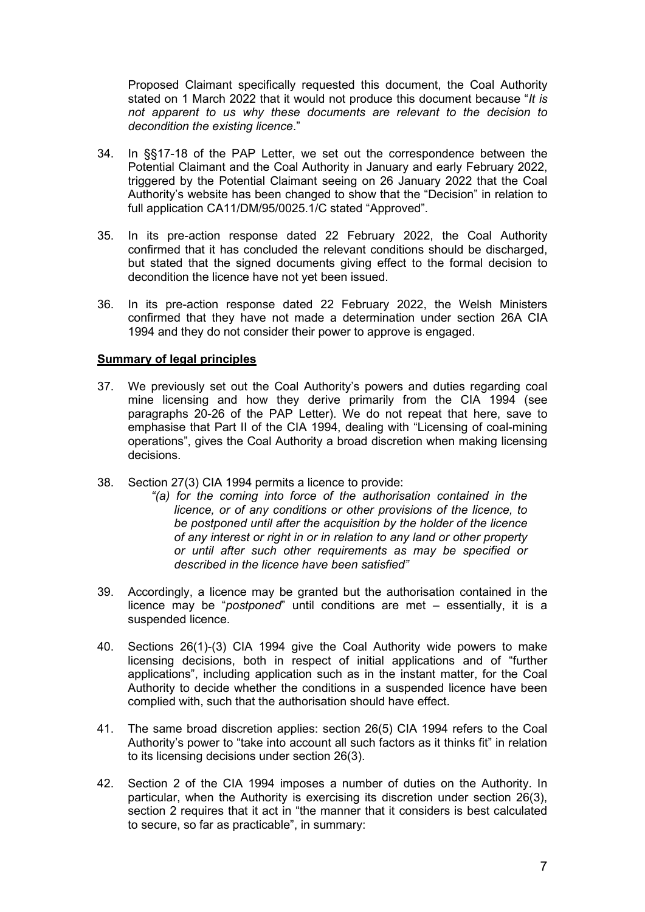Proposed Claimant specifically requested this document, the Coal Authority stated on 1 March 2022 that it would not produce this document because "*It is not apparent to us why these documents are relevant to the decision to decondition the existing licence*."

34. In §§17-18 of the PAP Letter, we set out the correspondence between the Potential Claimant and the Coal Authority in January and early February 2022, triggered by the Potential Claimant seeing on 26 January 2022 that the Coal Authority's website has been changed to show that the "Decision" in relation to full application CA11/DM/95/0025.1/C stated "Approved".

35. In its pre-action response dated 22 February 2022, the Coal Authority confirmed that it has concluded the relevant conditions should be discharged, but stated that the signed documents giving effect to the formal decision to decondition the licence have not yet been issued.

36. In its pre-action response dated 22 February 2022, the Welsh Ministers confirmed that they have not made a determination under section 26A CIA 1994 and they do not consider their power to approve is engaged.

**Summary of legal principles**

37. We previously set out the Coal Authority's powers and duties regarding coal mine licensing and how they derive primarily from the CIA 1994 (see paragraphs 20-26 of the PAP Letter). We do not repeat that here, save to emphasise that Part II of the CIA 1994, dealing with "Licensing of coal-mining operations", gives the Coal Authority a broad discretion when making licensing decisions.

38. Section 27(3) CIA 1994 permits a licence to provide:
    *"(a) for the coming into force of the authorisation contained in the licence, or of any conditions or other provisions of the licence, to be postponed until after the acquisition by the holder of the licence of any interest or right in or in relation to any land or other property or until after such other requirements as may be specified or described in the licence have been satisfied"*

39. Accordingly, a licence may be granted but the authorisation contained in the licence may be "*postponed*" until conditions are met – essentially, it is a suspended licence.

40. Sections 26(1)-(3) CIA 1994 give the Coal Authority wide powers to make licensing decisions, both in respect of initial applications and of "further applications", including application such as in the instant matter, for the Coal Authority to decide whether the conditions in a suspended licence have been complied with, such that the authorisation should have effect.

41. The same broad discretion applies: section 26(5) CIA 1994 refers to the Coal Authority's power to "take into account all such factors as it thinks fit" in relation to its licensing decisions under section 26(3).

42. Section 2 of the CIA 1994 imposes a number of duties on the Authority. In particular, when the Authority is exercising its discretion under section 26(3), section 2 requires that it act in "the manner that it considers is best calculated to secure, so far as practicable", in summary: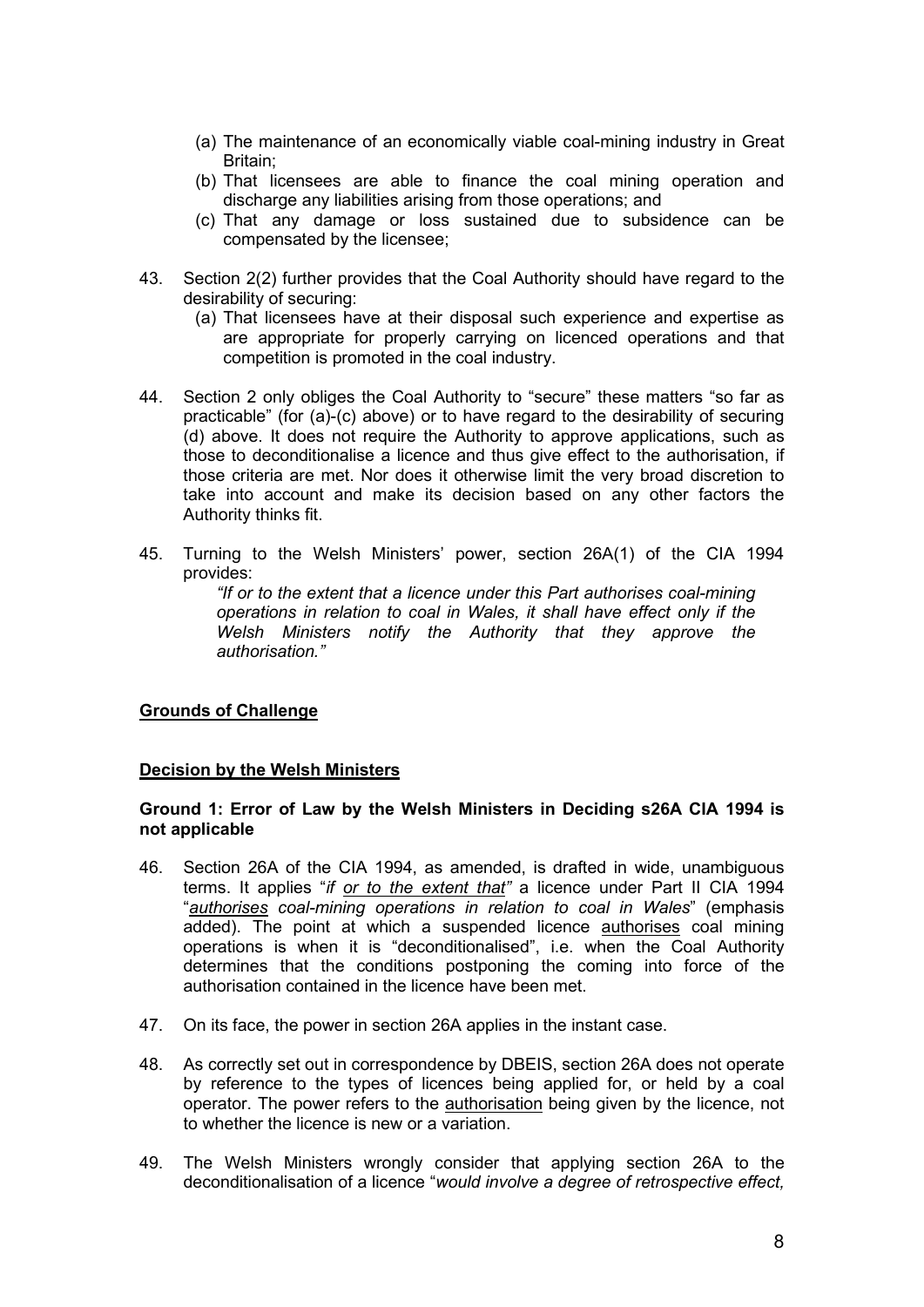(a) The maintenance of an economically viable coal-mining industry in Great Britain;
(b) That licensees are able to finance the coal mining operation and discharge any liabilities arising from those operations; and
(c) That any damage or loss sustained due to subsidence can be compensated by the licensee;

43. Section 2(2) further provides that the Coal Authority should have regard to the desirability of securing:
    (a) That licensees have at their disposal such experience and expertise as are appropriate for properly carrying on licenced operations and that competition is promoted in the coal industry.

44. Section 2 only obliges the Coal Authority to "secure" these matters "so far as practicable" (for (a)-(c) above) or to have regard to the desirability of securing (d) above. It does not require the Authority to approve applications, such as those to deconditionalise a licence and thus give effect to the authorisation, if those criteria are met. Nor does it otherwise limit the very broad discretion to take into account and make its decision based on any other factors the Authority thinks fit.

45. Turning to the Welsh Ministers' power, section 26A(1) of the CIA 1994 provides:

    *"If or to the extent that a licence under this Part authorises coal-mining operations in relation to coal in Wales, it shall have effect only if the Welsh Ministers notify the Authority that they approve the authorisation."*

## Grounds of Challenge

### Decision by the Welsh Ministers

**Ground 1: Error of Law by the Welsh Ministers in Deciding s26A CIA 1994 is not applicable**

46. Section 26A of the CIA 1994, as amended, is drafted in wide, unambiguous terms. It applies "*if <u>or to the extent that</u>"* a licence under Part II CIA 1994 "*<u>authorises</u> coal-mining operations in relation to coal in Wales*" (emphasis added). The point at which a suspended licence <u>authorises</u> coal mining operations is when it is "deconditionalised", i.e. when the Coal Authority determines that the conditions postponing the coming into force of the authorisation contained in the licence have been met.

47. On its face, the power in section 26A applies in the instant case.

48. As correctly set out in correspondence by DBEIS, section 26A does not operate by reference to the types of licences being applied for, or held by a coal operator. The power refers to the <u>authorisation</u> being given by the licence, not to whether the licence is new or a variation.

49. The Welsh Ministers wrongly consider that applying section 26A to the deconditionalisation of a licence "*would involve a degree of retrospective effect,*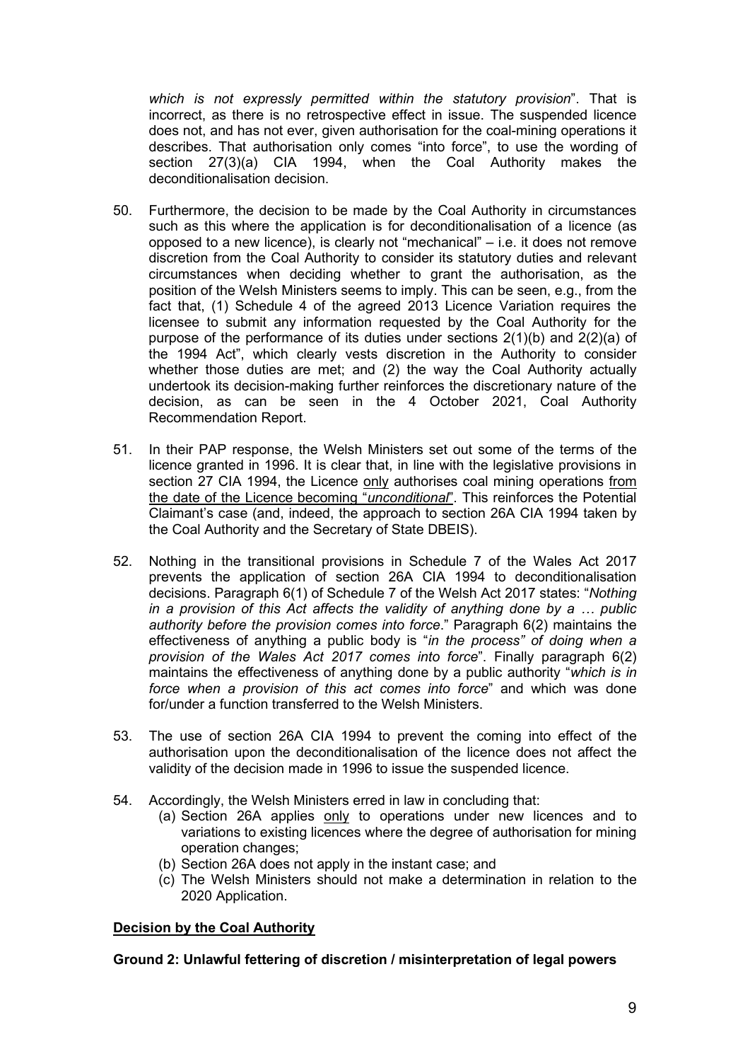*which is not expressly permitted within the statutory provision*". That is incorrect, as there is no retrospective effect in issue. The suspended licence does not, and has not ever, given authorisation for the coal-mining operations it describes. That authorisation only comes "into force", to use the wording of section 27(3)(a) CIA 1994, when the Coal Authority makes the deconditionalisation decision.

50. Furthermore, the decision to be made by the Coal Authority in circumstances such as this where the application is for deconditionalisation of a licence (as opposed to a new licence), is clearly not "mechanical" – i.e. it does not remove discretion from the Coal Authority to consider its statutory duties and relevant circumstances when deciding whether to grant the authorisation, as the position of the Welsh Ministers seems to imply. This can be seen, e.g., from the fact that, (1) Schedule 4 of the agreed 2013 Licence Variation requires the licensee to submit any information requested by the Coal Authority for the purpose of the performance of its duties under sections 2(1)(b) and 2(2)(a) of the 1994 Act", which clearly vests discretion in the Authority to consider whether those duties are met; and (2) the way the Coal Authority actually undertook its decision-making further reinforces the discretionary nature of the decision, as can be seen in the 4 October 2021, Coal Authority Recommendation Report.

51. In their PAP response, the Welsh Ministers set out some of the terms of the licence granted in 1996. It is clear that, in line with the legislative provisions in section 27 CIA 1994, the Licence only authorises coal mining operations from the date of the Licence becoming "*unconditional*". This reinforces the Potential Claimant's case (and, indeed, the approach to section 26A CIA 1994 taken by the Coal Authority and the Secretary of State DBEIS).

52. Nothing in the transitional provisions in Schedule 7 of the Wales Act 2017 prevents the application of section 26A CIA 1994 to deconditionalisation decisions. Paragraph 6(1) of Schedule 7 of the Welsh Act 2017 states: "*Nothing in a provision of this Act affects the validity of anything done by a … public authority before the provision comes into force*." Paragraph 6(2) maintains the effectiveness of anything a public body is "*in the process" of doing when a provision of the Wales Act 2017 comes into force*". Finally paragraph 6(2) maintains the effectiveness of anything done by a public authority "*which is in force when a provision of this act comes into force*" and which was done for/under a function transferred to the Welsh Ministers.

53. The use of section 26A CIA 1994 to prevent the coming into effect of the authorisation upon the deconditionalisation of the licence does not affect the validity of the decision made in 1996 to issue the suspended licence.

54. Accordingly, the Welsh Ministers erred in law in concluding that:
    (a) Section 26A applies only to operations under new licences and to variations to existing licences where the degree of authorisation for mining operation changes;
    (b) Section 26A does not apply in the instant case; and
    (c) The Welsh Ministers should not make a determination in relation to the 2020 Application.

**Decision by the Coal Authority**

**Ground 2: Unlawful fettering of discretion / misinterpretation of legal powers**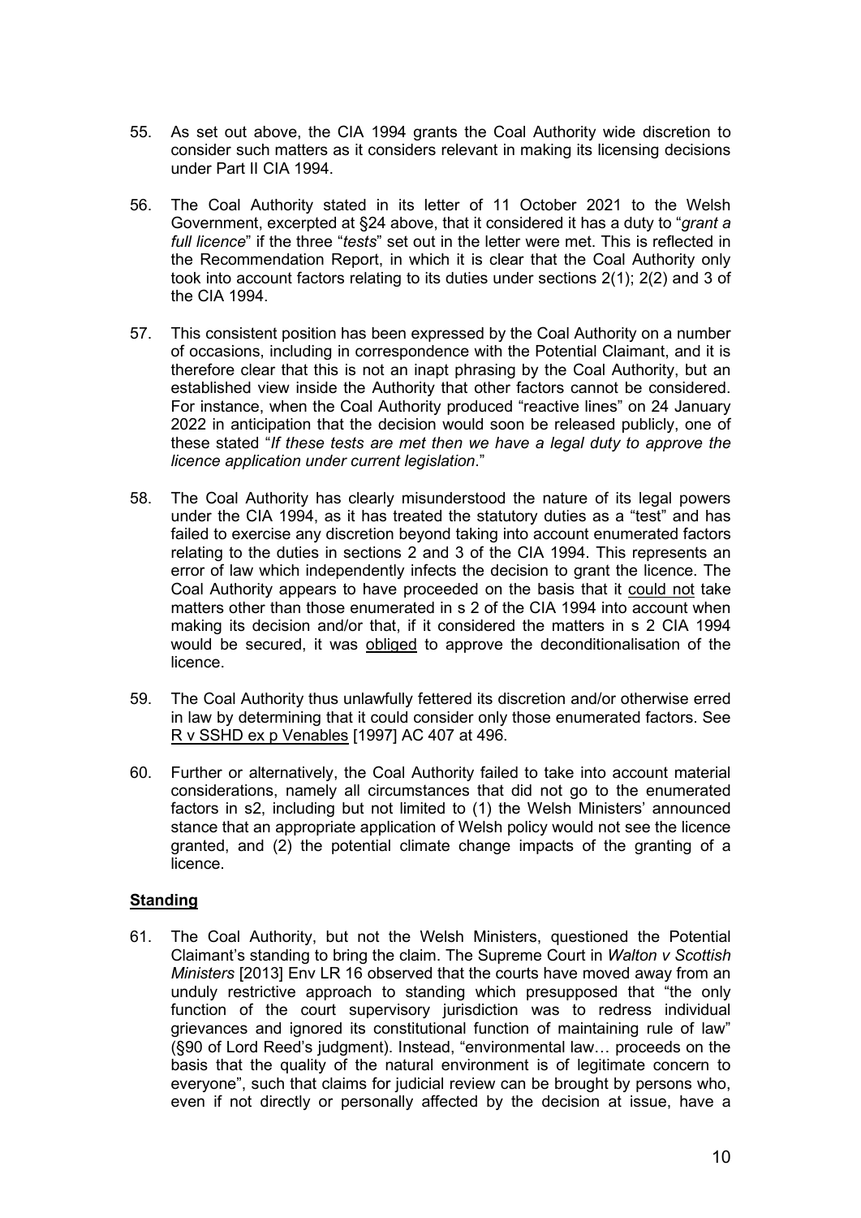55. As set out above, the CIA 1994 grants the Coal Authority wide discretion to consider such matters as it considers relevant in making its licensing decisions under Part II CIA 1994.

56. The Coal Authority stated in its letter of 11 October 2021 to the Welsh Government, excerpted at §24 above, that it considered it has a duty to "*grant a full licence*" if the three "*tests*" set out in the letter were met. This is reflected in the Recommendation Report, in which it is clear that the Coal Authority only took into account factors relating to its duties under sections 2(1); 2(2) and 3 of the CIA 1994.

57. This consistent position has been expressed by the Coal Authority on a number of occasions, including in correspondence with the Potential Claimant, and it is therefore clear that this is not an inapt phrasing by the Coal Authority, but an established view inside the Authority that other factors cannot be considered. For instance, when the Coal Authority produced "reactive lines" on 24 January 2022 in anticipation that the decision would soon be released publicly, one of these stated "*If these tests are met then we have a legal duty to approve the licence application under current legislation*."

58. The Coal Authority has clearly misunderstood the nature of its legal powers under the CIA 1994, as it has treated the statutory duties as a "test" and has failed to exercise any discretion beyond taking into account enumerated factors relating to the duties in sections 2 and 3 of the CIA 1994. This represents an error of law which independently infects the decision to grant the licence. The Coal Authority appears to have proceeded on the basis that it <u>could not</u> take matters other than those enumerated in s 2 of the CIA 1994 into account when making its decision and/or that, if it considered the matters in s 2 CIA 1994 would be secured, it was <u>obliged</u> to approve the deconditionalisation of the licence.

59. The Coal Authority thus unlawfully fettered its discretion and/or otherwise erred in law by determining that it could consider only those enumerated factors. See <u>R v SSHD ex p Venables</u> [1997] AC 407 at 496.

60. Further or alternatively, the Coal Authority failed to take into account material considerations, namely all circumstances that did not go to the enumerated factors in s2, including but not limited to (1) the Welsh Ministers' announced stance that an appropriate application of Welsh policy would not see the licence granted, and (2) the potential climate change impacts of the granting of a licence.

## <u>Standing</u>

61. The Coal Authority, but not the Welsh Ministers, questioned the Potential Claimant's standing to bring the claim. The Supreme Court in *Walton v Scottish Ministers* [2013] Env LR 16 observed that the courts have moved away from an unduly restrictive approach to standing which presupposed that "the only function of the court supervisory jurisdiction was to redress individual grievances and ignored its constitutional function of maintaining rule of law" (§90 of Lord Reed's judgment). Instead, "environmental law… proceeds on the basis that the quality of the natural environment is of legitimate concern to everyone", such that claims for judicial review can be brought by persons who, even if not directly or personally affected by the decision at issue, have a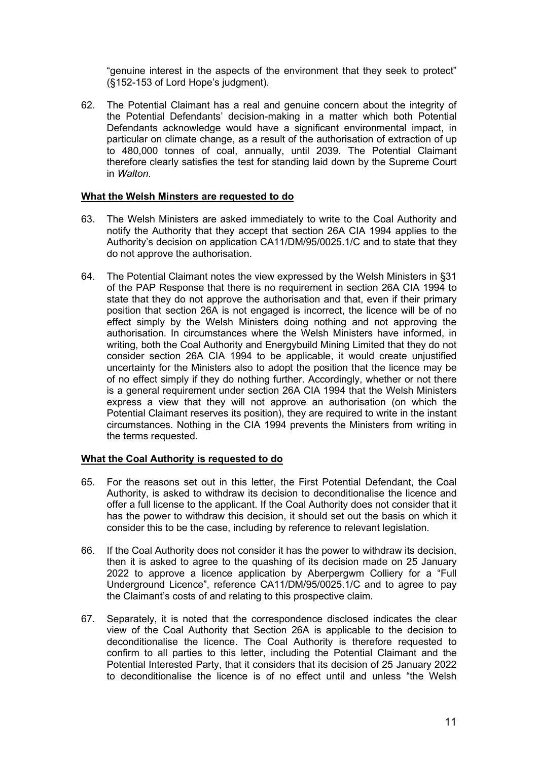"genuine interest in the aspects of the environment that they seek to protect" (§152-153 of Lord Hope's judgment).

62. The Potential Claimant has a real and genuine concern about the integrity of the Potential Defendants' decision-making in a matter which both Potential Defendants acknowledge would have a significant environmental impact, in particular on climate change, as a result of the authorisation of extraction of up to 480,000 tonnes of coal, annually, until 2039. The Potential Claimant therefore clearly satisfies the test for standing laid down by the Supreme Court in *Walton*.

**What the Welsh Minsters are requested to do**

63. The Welsh Ministers are asked immediately to write to the Coal Authority and notify the Authority that they accept that section 26A CIA 1994 applies to the Authority's decision on application CA11/DM/95/0025.1/C and to state that they do not approve the authorisation.

64. The Potential Claimant notes the view expressed by the Welsh Ministers in §31 of the PAP Response that there is no requirement in section 26A CIA 1994 to state that they do not approve the authorisation and that, even if their primary position that section 26A is not engaged is incorrect, the licence will be of no effect simply by the Welsh Ministers doing nothing and not approving the authorisation. In circumstances where the Welsh Ministers have informed, in writing, both the Coal Authority and Energybuild Mining Limited that they do not consider section 26A CIA 1994 to be applicable, it would create unjustified uncertainty for the Ministers also to adopt the position that the licence may be of no effect simply if they do nothing further. Accordingly, whether or not there is a general requirement under section 26A CIA 1994 that the Welsh Ministers express a view that they will not approve an authorisation (on which the Potential Claimant reserves its position), they are required to write in the instant circumstances. Nothing in the CIA 1994 prevents the Ministers from writing in the terms requested.

**What the Coal Authority is requested to do**

65. For the reasons set out in this letter, the First Potential Defendant, the Coal Authority, is asked to withdraw its decision to deconditionalise the licence and offer a full license to the applicant. If the Coal Authority does not consider that it has the power to withdraw this decision, it should set out the basis on which it consider this to be the case, including by reference to relevant legislation.

66. If the Coal Authority does not consider it has the power to withdraw its decision, then it is asked to agree to the quashing of its decision made on 25 January 2022 to approve a licence application by Aberpergwm Colliery for a "Full Underground Licence", reference CA11/DM/95/0025.1/C and to agree to pay the Claimant's costs of and relating to this prospective claim.

67. Separately, it is noted that the correspondence disclosed indicates the clear view of the Coal Authority that Section 26A is applicable to the decision to deconditionalise the licence. The Coal Authority is therefore requested to confirm to all parties to this letter, including the Potential Claimant and the Potential Interested Party, that it considers that its decision of 25 January 2022 to deconditionalise the licence is of no effect until and unless "the Welsh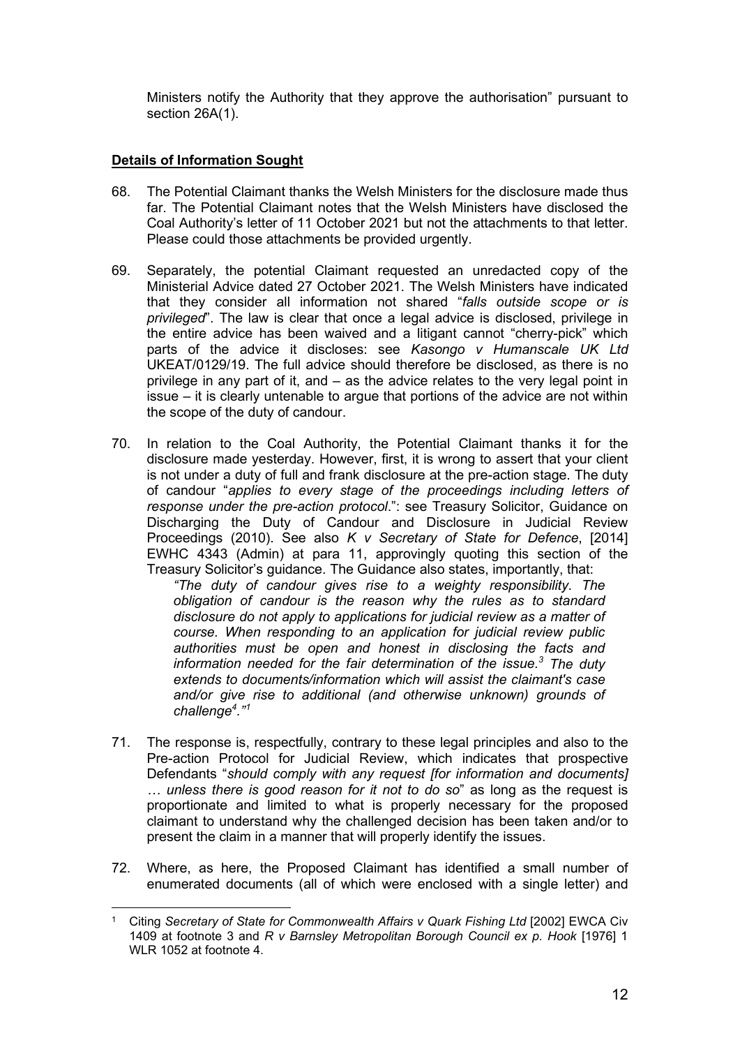Ministers notify the Authority that they approve the authorisation" pursuant to section 26A(1).

**Details of Information Sought**

68. The Potential Claimant thanks the Welsh Ministers for the disclosure made thus far. The Potential Claimant notes that the Welsh Ministers have disclosed the Coal Authority's letter of 11 October 2021 but not the attachments to that letter. Please could those attachments be provided urgently.

69. Separately, the potential Claimant requested an unredacted copy of the Ministerial Advice dated 27 October 2021. The Welsh Ministers have indicated that they consider all information not shared "*falls outside scope or is privileged*". The law is clear that once a legal advice is disclosed, privilege in the entire advice has been waived and a litigant cannot "cherry-pick" which parts of the advice it discloses: see *Kasongo v Humanscale UK Ltd* UKEAT/0129/19. The full advice should therefore be disclosed, as there is no privilege in any part of it, and – as the advice relates to the very legal point in issue – it is clearly untenable to argue that portions of the advice are not within the scope of the duty of candour.

70. In relation to the Coal Authority, the Potential Claimant thanks it for the disclosure made yesterday. However, first, it is wrong to assert that your client is not under a duty of full and frank disclosure at the pre-action stage. The duty of candour "*applies to every stage of the proceedings including letters of response under the pre-action protocol*.": see Treasury Solicitor, Guidance on Discharging the Duty of Candour and Disclosure in Judicial Review Proceedings (2010). See also *K v Secretary of State for Defence*, [2014] EWHC 4343 (Admin) at para 11, approvingly quoting this section of the Treasury Solicitor's guidance. The Guidance also states, importantly, that:

    *"The duty of candour gives rise to a weighty responsibility. The obligation of candour is the reason why the rules as to standard disclosure do not apply to applications for judicial review as a matter of course. When responding to an application for judicial review public authorities must be open and honest in disclosing the facts and information needed for the fair determination of the issue.[3] The duty extends to documents/information which will assist the claimant's case and/or give rise to additional (and otherwise unknown) grounds of challenge[4]."[1]*

71. The response is, respectfully, contrary to these legal principles and also to the Pre-action Protocol for Judicial Review, which indicates that prospective Defendants "*should comply with any request [for information and documents] … unless there is good reason for it not to do so*" as long as the request is proportionate and limited to what is properly necessary for the proposed claimant to understand why the challenged decision has been taken and/or to present the claim in a manner that will properly identify the issues.

72. Where, as here, the Proposed Claimant has identified a small number of enumerated documents (all of which were enclosed with a single letter) and

---

[1] Citing *Secretary of State for Commonwealth Affairs v Quark Fishing Ltd* [2002] EWCA Civ 1409 at footnote 3 and *R v Barnsley Metropolitan Borough Council ex p. Hook* [1976] 1 WLR 1052 at footnote 4.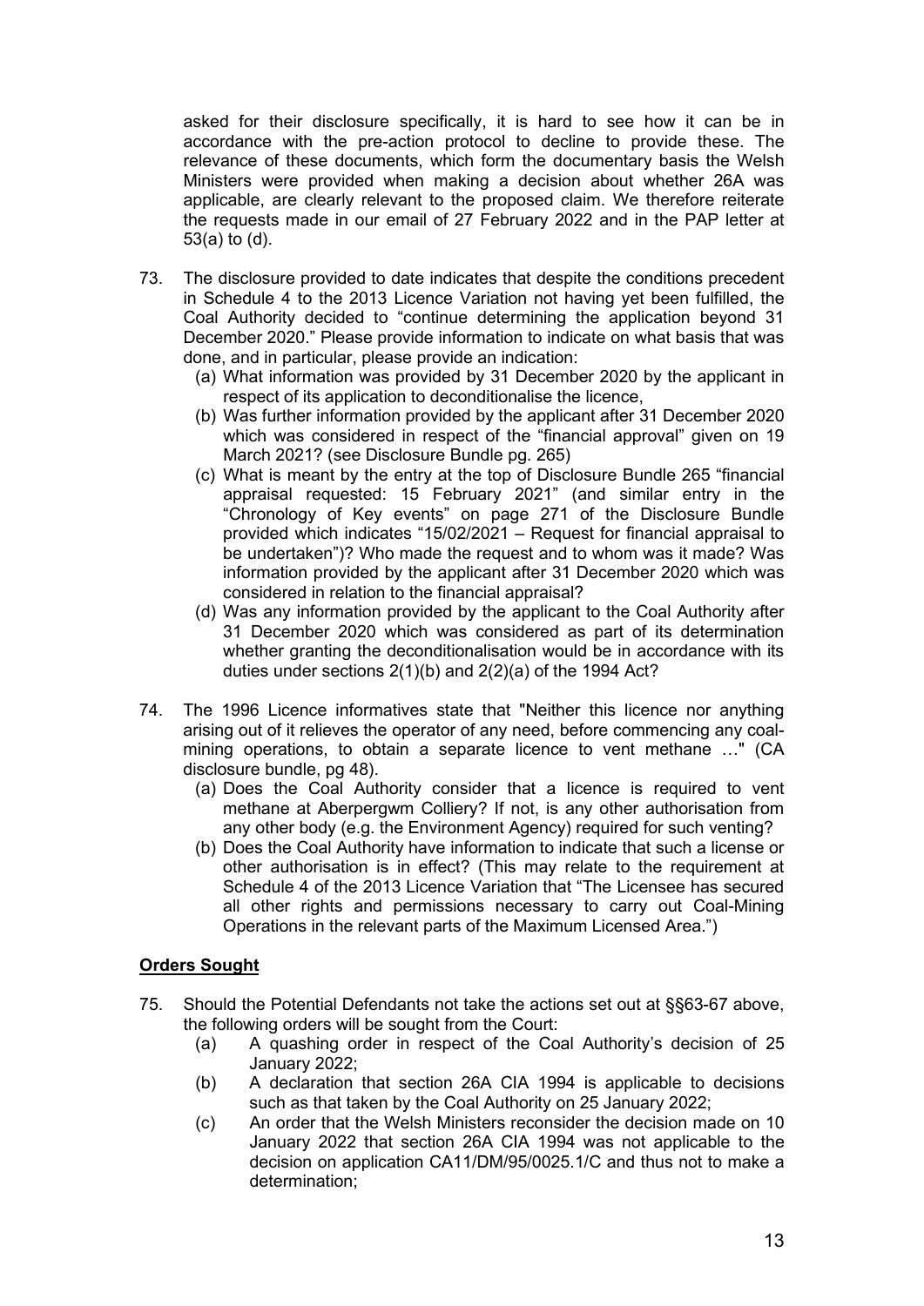asked for their disclosure specifically, it is hard to see how it can be in accordance with the pre-action protocol to decline to provide these. The relevance of these documents, which form the documentary basis the Welsh Ministers were provided when making a decision about whether 26A was applicable, are clearly relevant to the proposed claim. We therefore reiterate the requests made in our email of 27 February 2022 and in the PAP letter at 53(a) to (d).

73. The disclosure provided to date indicates that despite the conditions precedent in Schedule 4 to the 2013 Licence Variation not having yet been fulfilled, the Coal Authority decided to "continue determining the application beyond 31 December 2020." Please provide information to indicate on what basis that was done, and in particular, please provide an indication:
    (a) What information was provided by 31 December 2020 by the applicant in respect of its application to deconditionalise the licence,
    (b) Was further information provided by the applicant after 31 December 2020 which was considered in respect of the "financial approval" given on 19 March 2021? (see Disclosure Bundle pg. 265)
    (c) What is meant by the entry at the top of Disclosure Bundle 265 "financial appraisal requested: 15 February 2021" (and similar entry in the "Chronology of Key events" on page 271 of the Disclosure Bundle provided which indicates "15/02/2021 – Request for financial appraisal to be undertaken")? Who made the request and to whom was it made? Was information provided by the applicant after 31 December 2020 which was considered in relation to the financial appraisal?
    (d) Was any information provided by the applicant to the Coal Authority after 31 December 2020 which was considered as part of its determination whether granting the deconditionalisation would be in accordance with its duties under sections 2(1)(b) and 2(2)(a) of the 1994 Act?

74. The 1996 Licence informatives state that "Neither this licence nor anything arising out of it relieves the operator of any need, before commencing any coal-mining operations, to obtain a separate licence to vent methane …" (CA disclosure bundle, pg 48).
    (a) Does the Coal Authority consider that a licence is required to vent methane at Aberpergwm Colliery? If not, is any other authorisation from any other body (e.g. the Environment Agency) required for such venting?
    (b) Does the Coal Authority have information to indicate that such a license or other authorisation is in effect? (This may relate to the requirement at Schedule 4 of the 2013 Licence Variation that "The Licensee has secured all other rights and permissions necessary to carry out Coal-Mining Operations in the relevant parts of the Maximum Licensed Area.")

## Orders Sought

75. Should the Potential Defendants not take the actions set out at §§63-67 above, the following orders will be sought from the Court:
    (a) A quashing order in respect of the Coal Authority's decision of 25 January 2022;
    (b) A declaration that section 26A CIA 1994 is applicable to decisions such as that taken by the Coal Authority on 25 January 2022;
    (c) An order that the Welsh Ministers reconsider the decision made on 10 January 2022 that section 26A CIA 1994 was not applicable to the decision on application CA11/DM/95/0025.1/C and thus not to make a determination;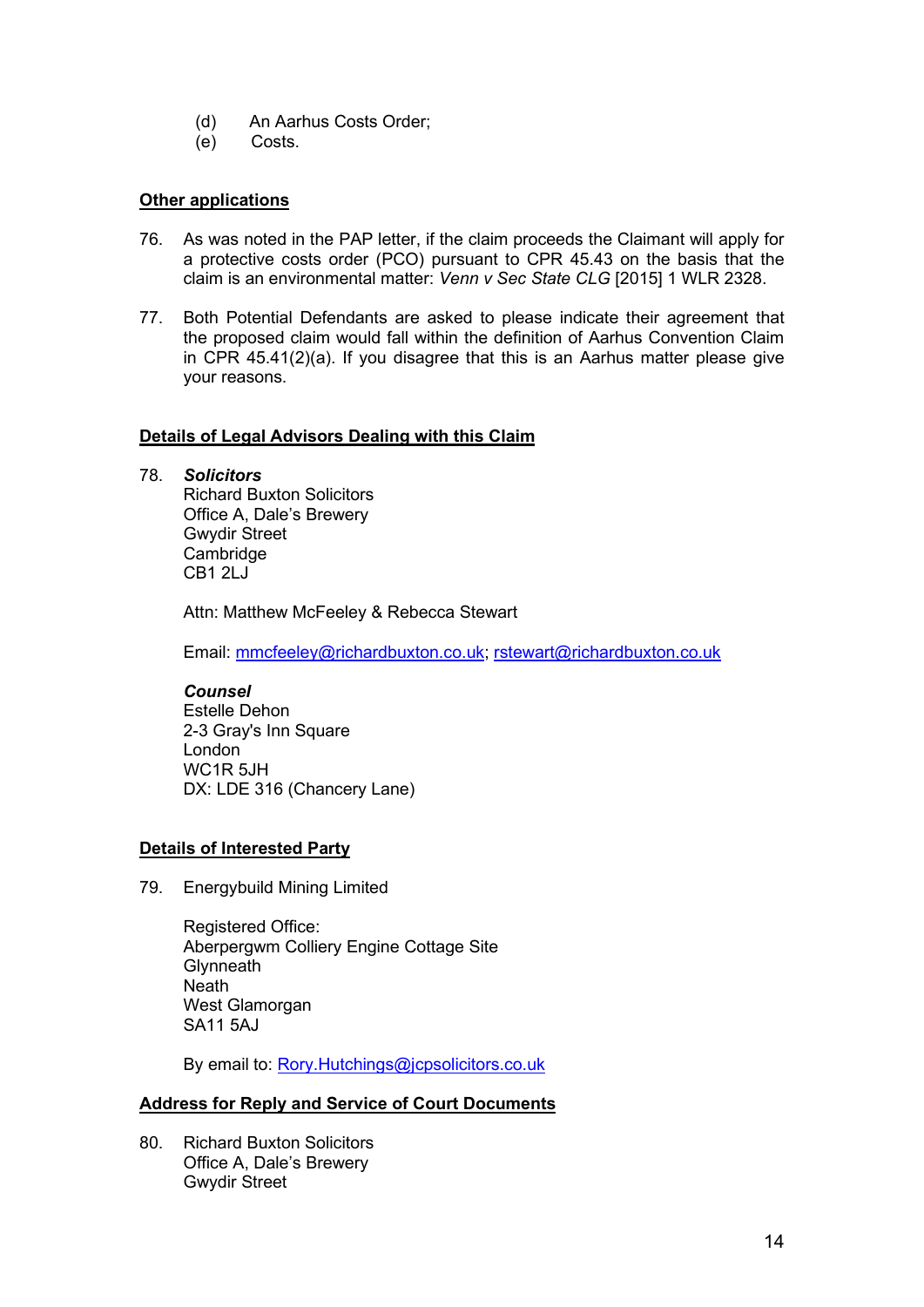(d) An Aarhus Costs Order;
(e) Costs.

**Other applications**

76. As was noted in the PAP letter, if the claim proceeds the Claimant will apply for a protective costs order (PCO) pursuant to CPR 45.43 on the basis that the claim is an environmental matter: *Venn v Sec State CLG* [2015] 1 WLR 2328.

77. Both Potential Defendants are asked to please indicate their agreement that the proposed claim would fall within the definition of Aarhus Convention Claim in CPR 45.41(2)(a). If you disagree that this is an Aarhus matter please give your reasons.

**Details of Legal Advisors Dealing with this Claim**

78. ***Solicitors***
Richard Buxton Solicitors
Office A, Dale's Brewery
Gwydir Street
Cambridge
CB1 2LJ

Attn: Matthew McFeeley & Rebecca Stewart

Email: mmcfeeley@richardbuxton.co.uk; rstewart@richardbuxton.co.uk

***Counsel***
Estelle Dehon
2-3 Gray's Inn Square
London
WC1R 5JH
DX: LDE 316 (Chancery Lane)

**Details of Interested Party**

79. Energybuild Mining Limited

Registered Office:
Aberpergwm Colliery Engine Cottage Site
Glynneath
Neath
West Glamorgan
SA11 5AJ

By email to: Rory.Hutchings@jcpsolicitors.co.uk

**Address for Reply and Service of Court Documents**

80. Richard Buxton Solicitors
Office A, Dale's Brewery
Gwydir Street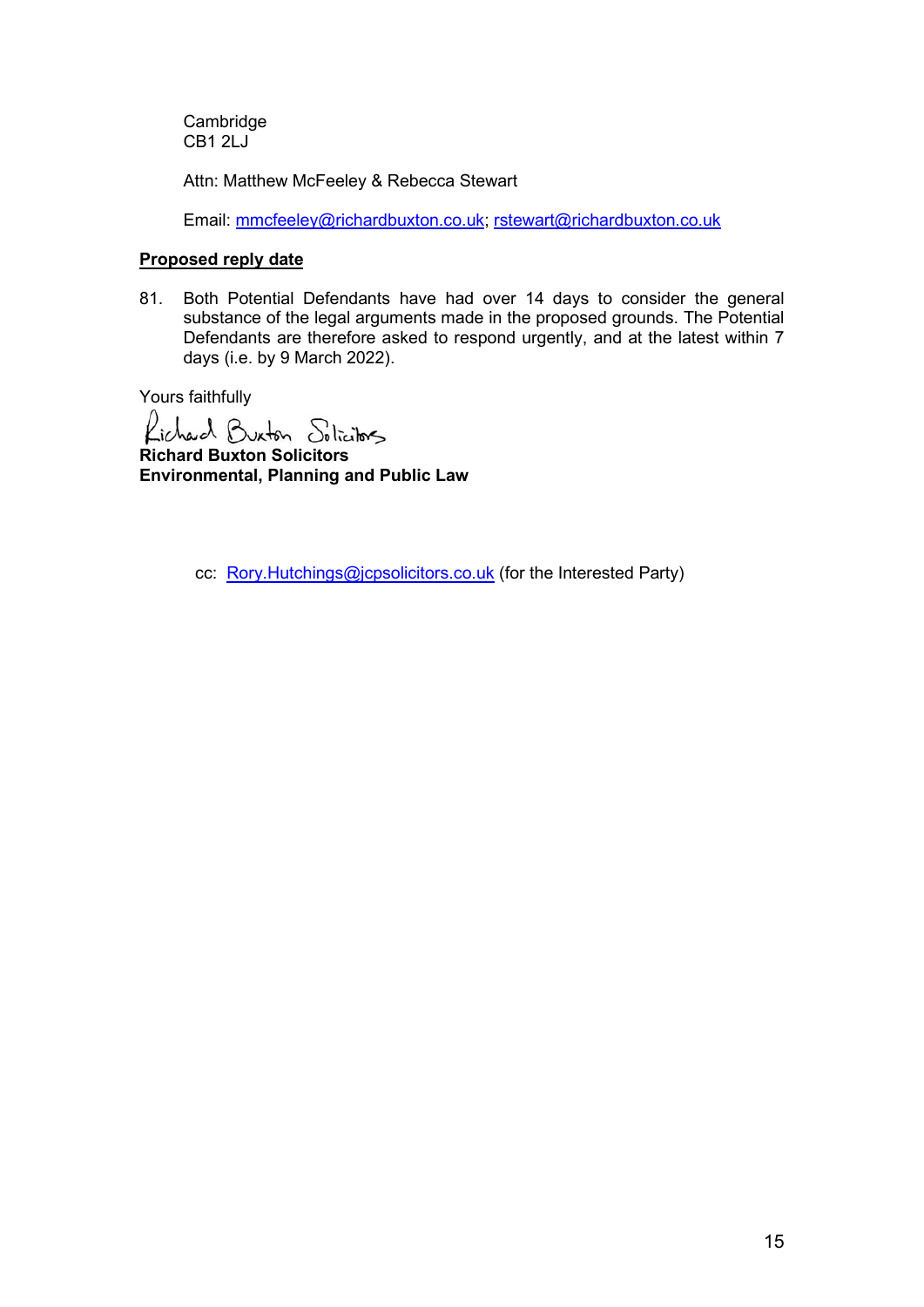Cambridge
CB1 2LJ

Attn: Matthew McFeeley & Rebecca Stewart

Email: mmcfeeley@richardbuxton.co.uk; rstewart@richardbuxton.co.uk

**Proposed reply date**

81. Both Potential Defendants have had over 14 days to consider the general substance of the legal arguments made in the proposed grounds. The Potential Defendants are therefore asked to respond urgently, and at the latest within 7 days (i.e. by 9 March 2022).

Yours faithfully

Richard Buxton Solicitors

**Richard Buxton Solicitors**
**Environmental, Planning and Public Law**

cc: Rory.Hutchings@jcpsolicitors.co.uk (for the Interested Party)